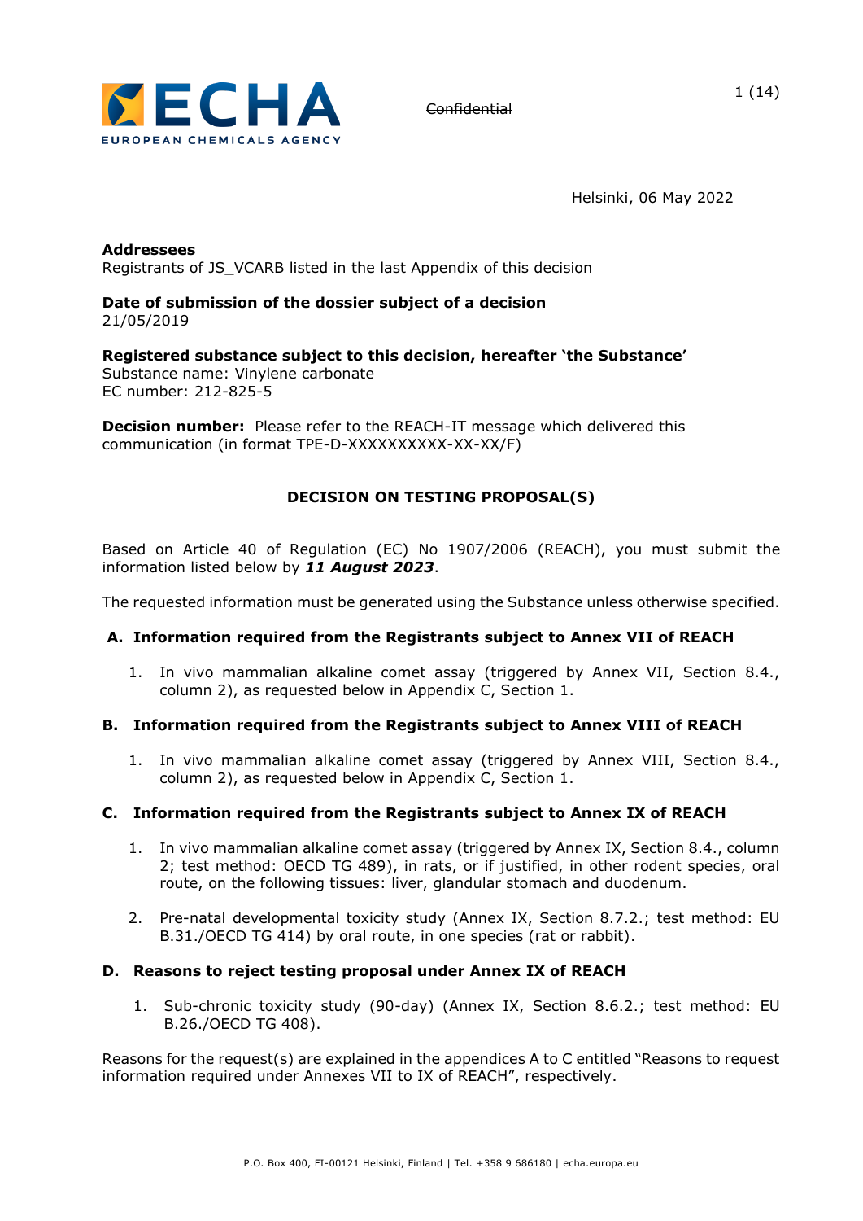~~Confidential~~

Helsinki, 06 May 2022

**Addressees**
Registrants of JS_VCARB listed in the last Appendix of this decision

**Date of submission of the dossier subject of a decision**
21/05/2019

**Registered substance subject to this decision, hereafter 'the Substance'**
Substance name: Vinylene carbonate
EC number: 212-825-5

**Decision number:** Please refer to the REACH-IT message which delivered this communication (in format TPE-D-XXXXXXXXXX-XX-XX/F)

## DECISION ON TESTING PROPOSAL(S)

Based on Article 40 of Regulation (EC) No 1907/2006 (REACH), you must submit the information listed below by ***11 August 2023***.

The requested information must be generated using the Substance unless otherwise specified.

### A. Information required from the Registrants subject to Annex VII of REACH

1. In vivo mammalian alkaline comet assay (triggered by Annex VII, Section 8.4., column 2), as requested below in Appendix C, Section 1.

### B. Information required from the Registrants subject to Annex VIII of REACH

1. In vivo mammalian alkaline comet assay (triggered by Annex VIII, Section 8.4., column 2), as requested below in Appendix C, Section 1.

### C. Information required from the Registrants subject to Annex IX of REACH

1. In vivo mammalian alkaline comet assay (triggered by Annex IX, Section 8.4., column 2; test method: OECD TG 489), in rats, or if justified, in other rodent species, oral route, on the following tissues: liver, glandular stomach and duodenum.

2. Pre-natal developmental toxicity study (Annex IX, Section 8.7.2.; test method: EU B.31./OECD TG 414) by oral route, in one species (rat or rabbit).

### D. Reasons to reject testing proposal under Annex IX of REACH

1. Sub-chronic toxicity study (90-day) (Annex IX, Section 8.6.2.; test method: EU B.26./OECD TG 408).

Reasons for the request(s) are explained in the appendices A to C entitled "Reasons to request information required under Annexes VII to IX of REACH", respectively.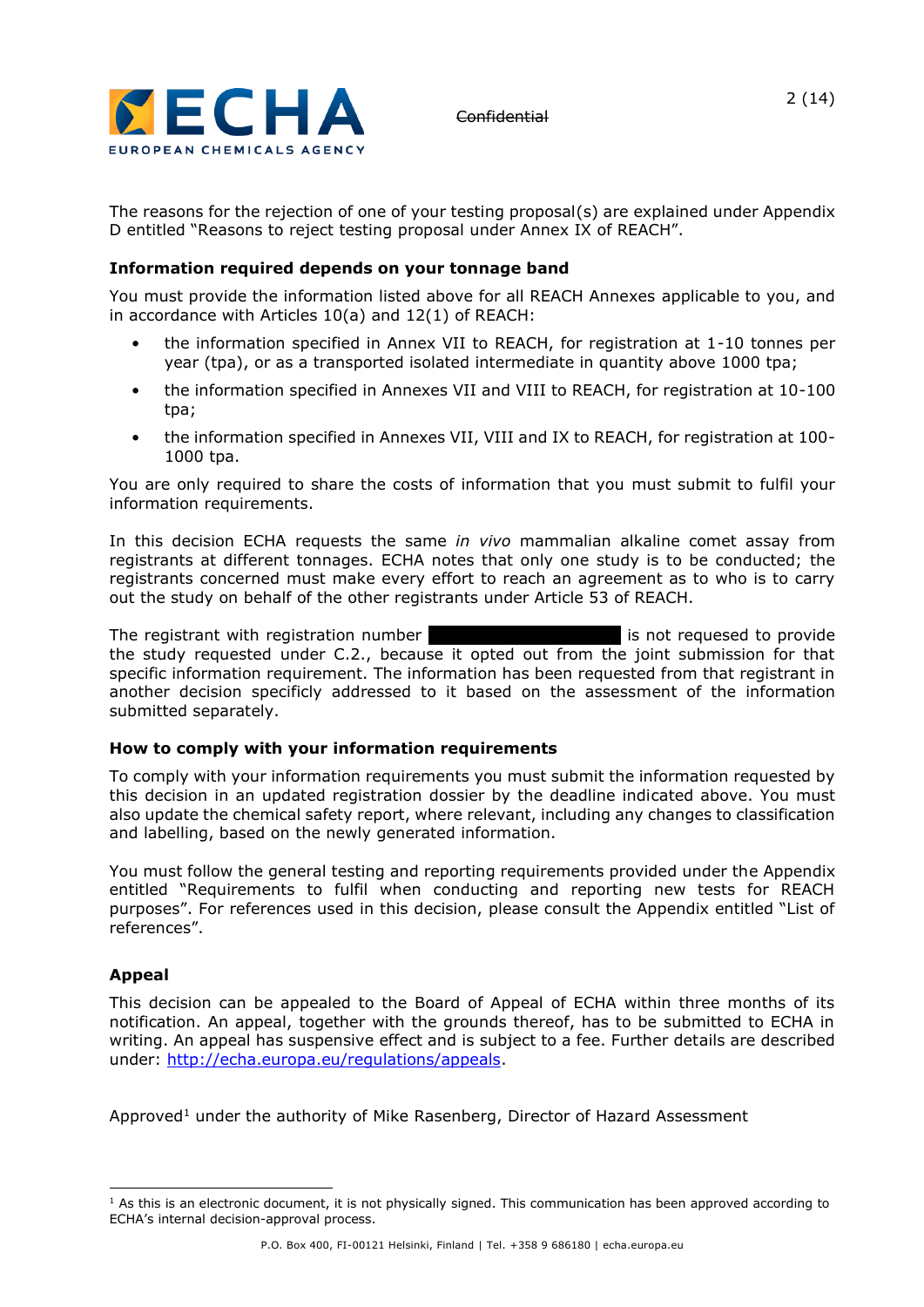The reasons for the rejection of one of your testing proposal(s) are explained under Appendix D entitled "Reasons to reject testing proposal under Annex IX of REACH".

**Information required depends on your tonnage band**

You must provide the information listed above for all REACH Annexes applicable to you, and in accordance with Articles 10(a) and 12(1) of REACH:

- the information specified in Annex VII to REACH, for registration at 1-10 tonnes per year (tpa), or as a transported isolated intermediate in quantity above 1000 tpa;
- the information specified in Annexes VII and VIII to REACH, for registration at 10-100 tpa;
- the information specified in Annexes VII, VIII and IX to REACH, for registration at 100-1000 tpa.

You are only required to share the costs of information that you must submit to fulfil your information requirements.

In this decision ECHA requests the same *in vivo* mammalian alkaline comet assay from registrants at different tonnages. ECHA notes that only one study is to be conducted; the registrants concerned must make every effort to reach an agreement as to who is to carry out the study on behalf of the other registrants under Article 53 of REACH.

The registrant with registration number ██████████ is not requesed to provide the study requested under C.2., because it opted out from the joint submission for that specific information requirement. The information has been requested from that registrant in another decision specificly addressed to it based on the assessment of the information submitted separately.

**How to comply with your information requirements**

To comply with your information requirements you must submit the information requested by this decision in an updated registration dossier by the deadline indicated above. You must also update the chemical safety report, where relevant, including any changes to classification and labelling, based on the newly generated information.

You must follow the general testing and reporting requirements provided under the Appendix entitled "Requirements to fulfil when conducting and reporting new tests for REACH purposes". For references used in this decision, please consult the Appendix entitled "List of references".

**Appeal**

This decision can be appealed to the Board of Appeal of ECHA within three months of its notification. An appeal, together with the grounds thereof, has to be submitted to ECHA in writing. An appeal has suspensive effect and is subject to a fee. Further details are described under: http://echa.europa.eu/regulations/appeals.

Approved[1] under the authority of Mike Rasenberg, Director of Hazard Assessment

[1] As this is an electronic document, it is not physically signed. This communication has been approved according to ECHA's internal decision-approval process.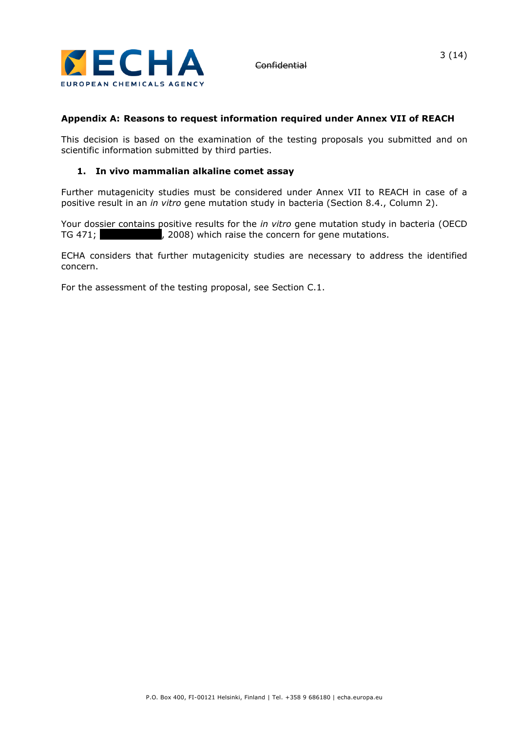## Appendix A: Reasons to request information required under Annex VII of REACH

This decision is based on the examination of the testing proposals you submitted and on scientific information submitted by third parties.

### 1. In vivo mammalian alkaline comet assay

Further mutagenicity studies must be considered under Annex VII to REACH in case of a positive result in an *in vitro* gene mutation study in bacteria (Section 8.4., Column 2).

Your dossier contains positive results for the *in vitro* gene mutation study in bacteria (OECD TG 471; ██████████, 2008) which raise the concern for gene mutations.

ECHA considers that further mutagenicity studies are necessary to address the identified concern.

For the assessment of the testing proposal, see Section C.1.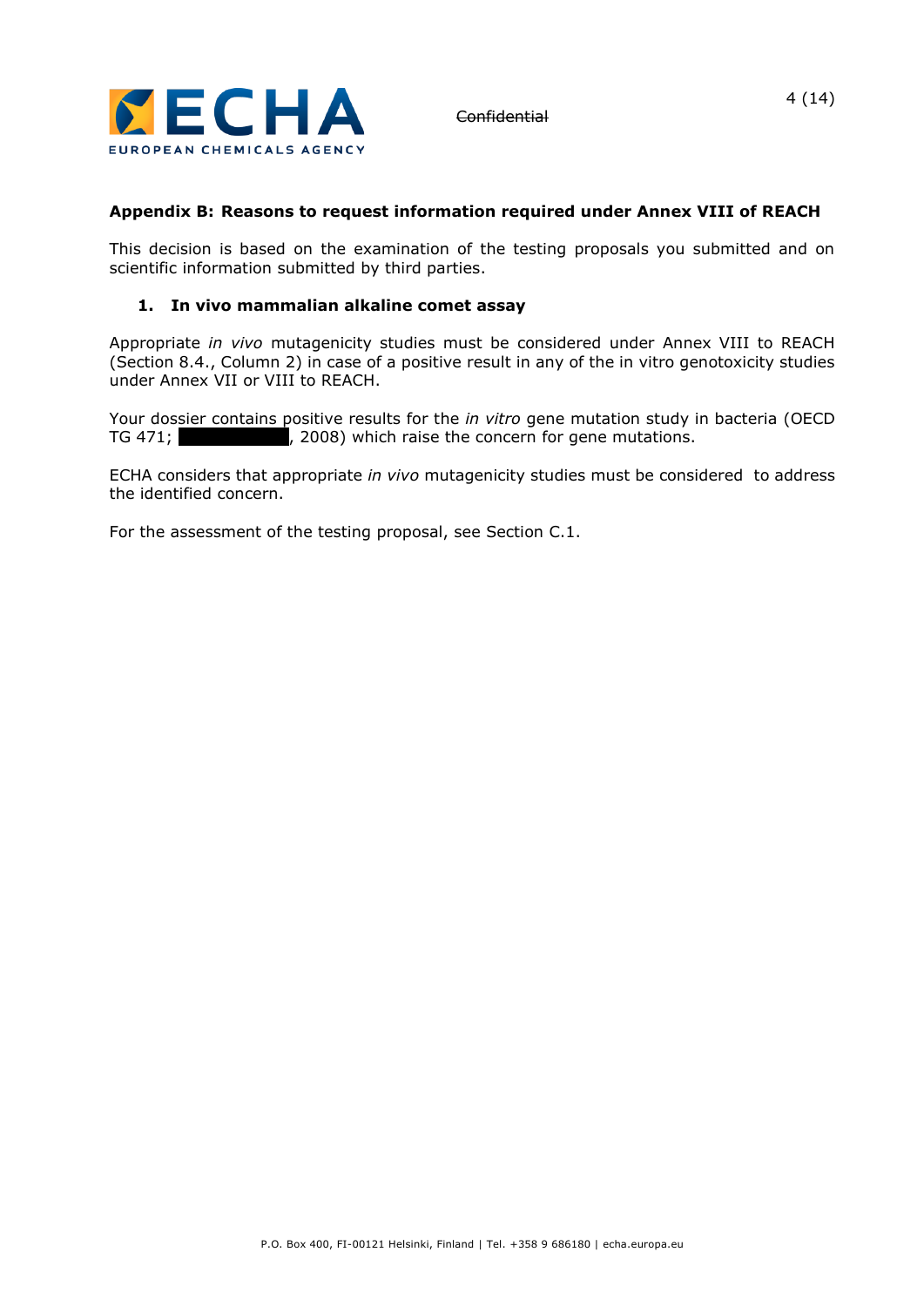## Appendix B: Reasons to request information required under Annex VIII of REACH

This decision is based on the examination of the testing proposals you submitted and on scientific information submitted by third parties.

### 1. In vivo mammalian alkaline comet assay

Appropriate *in vivo* mutagenicity studies must be considered under Annex VIII to REACH (Section 8.4., Column 2) in case of a positive result in any of the in vitro genotoxicity studies under Annex VII or VIII to REACH.

Your dossier contains positive results for the *in vitro* gene mutation study in bacteria (OECD TG 471; ██████████, 2008) which raise the concern for gene mutations.

ECHA considers that appropriate *in vivo* mutagenicity studies must be considered to address the identified concern.

For the assessment of the testing proposal, see Section C.1.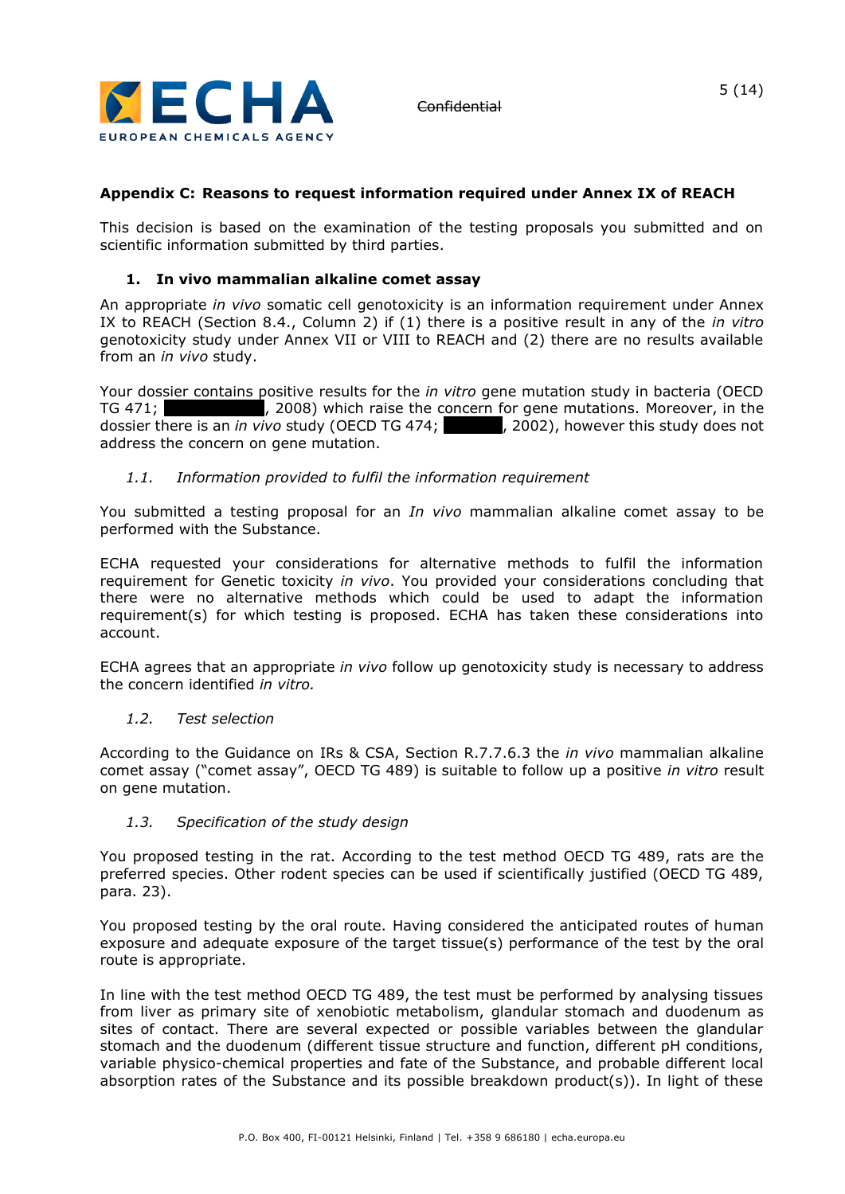## Appendix C: Reasons to request information required under Annex IX of REACH

This decision is based on the examination of the testing proposals you submitted and on scientific information submitted by third parties.

### 1. In vivo mammalian alkaline comet assay

An appropriate *in vivo* somatic cell genotoxicity is an information requirement under Annex IX to REACH (Section 8.4., Column 2) if (1) there is a positive result in any of the *in vitro* genotoxicity study under Annex VII or VIII to REACH and (2) there are no results available from an *in vivo* study.

Your dossier contains positive results for the *in vitro* gene mutation study in bacteria (OECD TG 471; ████████, 2008) which raise the concern for gene mutations. Moreover, in the dossier there is an *in vivo* study (OECD TG 474; █████, 2002), however this study does not address the concern on gene mutation.

#### *1.1. Information provided to fulfil the information requirement*

You submitted a testing proposal for an *In vivo* mammalian alkaline comet assay to be performed with the Substance.

ECHA requested your considerations for alternative methods to fulfil the information requirement for Genetic toxicity *in vivo*. You provided your considerations concluding that there were no alternative methods which could be used to adapt the information requirement(s) for which testing is proposed. ECHA has taken these considerations into account.

ECHA agrees that an appropriate *in vivo* follow up genotoxicity study is necessary to address the concern identified *in vitro.*

#### *1.2. Test selection*

According to the Guidance on IRs & CSA, Section R.7.7.6.3 the *in vivo* mammalian alkaline comet assay ("comet assay", OECD TG 489) is suitable to follow up a positive *in vitro* result on gene mutation.

#### *1.3. Specification of the study design*

You proposed testing in the rat. According to the test method OECD TG 489, rats are the preferred species. Other rodent species can be used if scientifically justified (OECD TG 489, para. 23).

You proposed testing by the oral route. Having considered the anticipated routes of human exposure and adequate exposure of the target tissue(s) performance of the test by the oral route is appropriate.

In line with the test method OECD TG 489, the test must be performed by analysing tissues from liver as primary site of xenobiotic metabolism, glandular stomach and duodenum as sites of contact. There are several expected or possible variables between the glandular stomach and the duodenum (different tissue structure and function, different pH conditions, variable physico-chemical properties and fate of the Substance, and probable different local absorption rates of the Substance and its possible breakdown product(s)). In light of these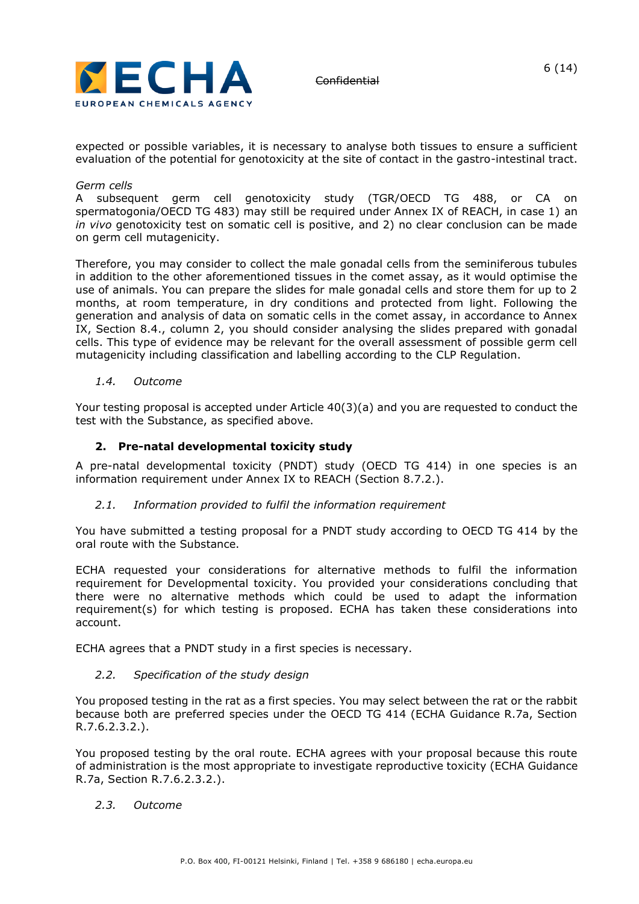expected or possible variables, it is necessary to analyse both tissues to ensure a sufficient evaluation of the potential for genotoxicity at the site of contact in the gastro-intestinal tract.

*Germ cells*

A subsequent germ cell genotoxicity study (TGR/OECD TG 488, or CA on spermatogonia/OECD TG 483) may still be required under Annex IX of REACH, in case 1) an *in vivo* genotoxicity test on somatic cell is positive, and 2) no clear conclusion can be made on germ cell mutagenicity.

Therefore, you may consider to collect the male gonadal cells from the seminiferous tubules in addition to the other aforementioned tissues in the comet assay, as it would optimise the use of animals. You can prepare the slides for male gonadal cells and store them for up to 2 months, at room temperature, in dry conditions and protected from light. Following the generation and analysis of data on somatic cells in the comet assay, in accordance to Annex IX, Section 8.4., column 2, you should consider analysing the slides prepared with gonadal cells. This type of evidence may be relevant for the overall assessment of possible germ cell mutagenicity including classification and labelling according to the CLP Regulation.

### *1.4. Outcome*

Your testing proposal is accepted under Article 40(3)(a) and you are requested to conduct the test with the Substance, as specified above.

## 2. Pre-natal developmental toxicity study

A pre-natal developmental toxicity (PNDT) study (OECD TG 414) in one species is an information requirement under Annex IX to REACH (Section 8.7.2.).

### *2.1. Information provided to fulfil the information requirement*

You have submitted a testing proposal for a PNDT study according to OECD TG 414 by the oral route with the Substance.

ECHA requested your considerations for alternative methods to fulfil the information requirement for Developmental toxicity. You provided your considerations concluding that there were no alternative methods which could be used to adapt the information requirement(s) for which testing is proposed. ECHA has taken these considerations into account.

ECHA agrees that a PNDT study in a first species is necessary.

### *2.2. Specification of the study design*

You proposed testing in the rat as a first species. You may select between the rat or the rabbit because both are preferred species under the OECD TG 414 (ECHA Guidance R.7a, Section R.7.6.2.3.2.).

You proposed testing by the oral route. ECHA agrees with your proposal because this route of administration is the most appropriate to investigate reproductive toxicity (ECHA Guidance R.7a, Section R.7.6.2.3.2.).

### *2.3. Outcome*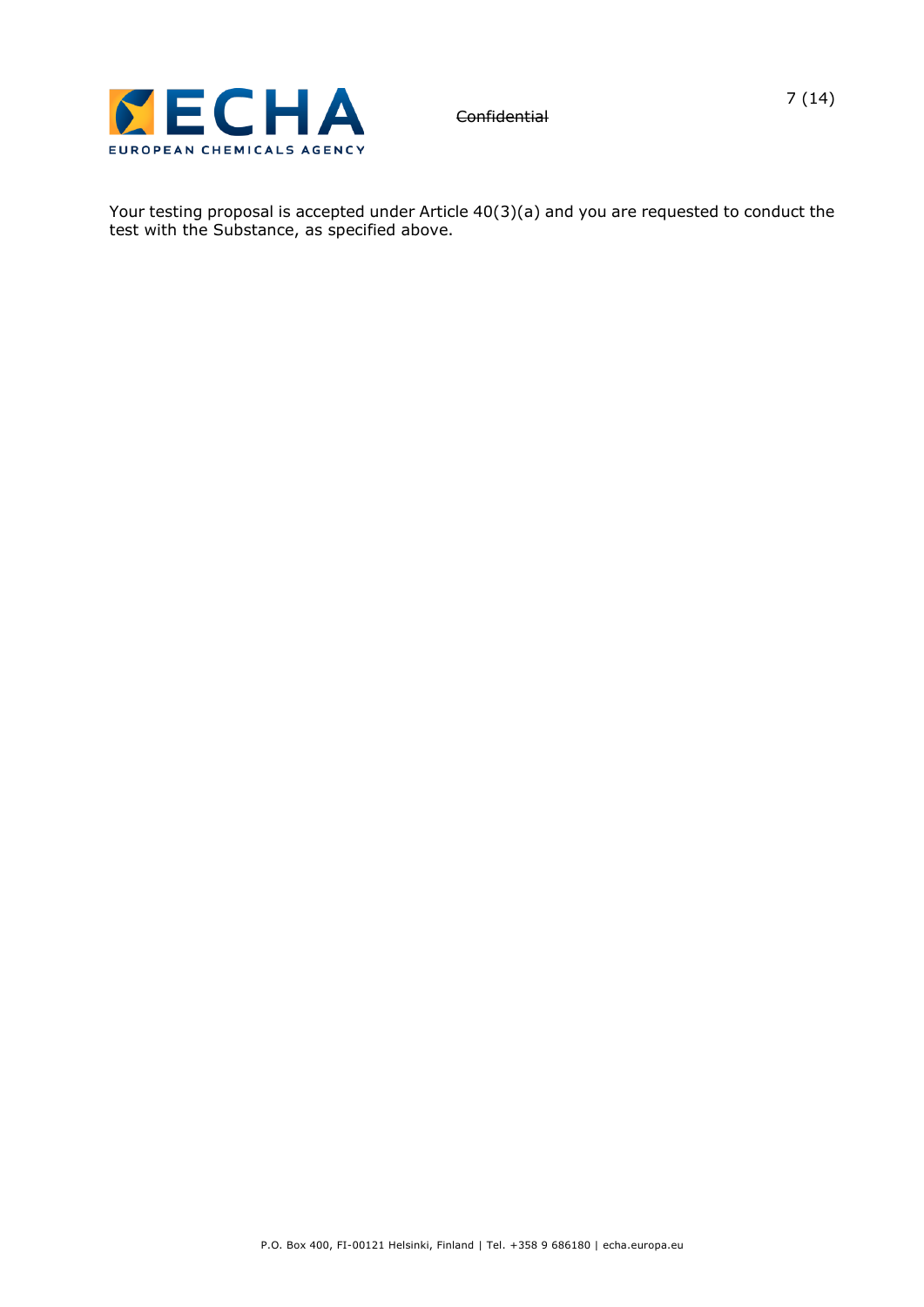Your testing proposal is accepted under Article 40(3)(a) and you are requested to conduct the test with the Substance, as specified above.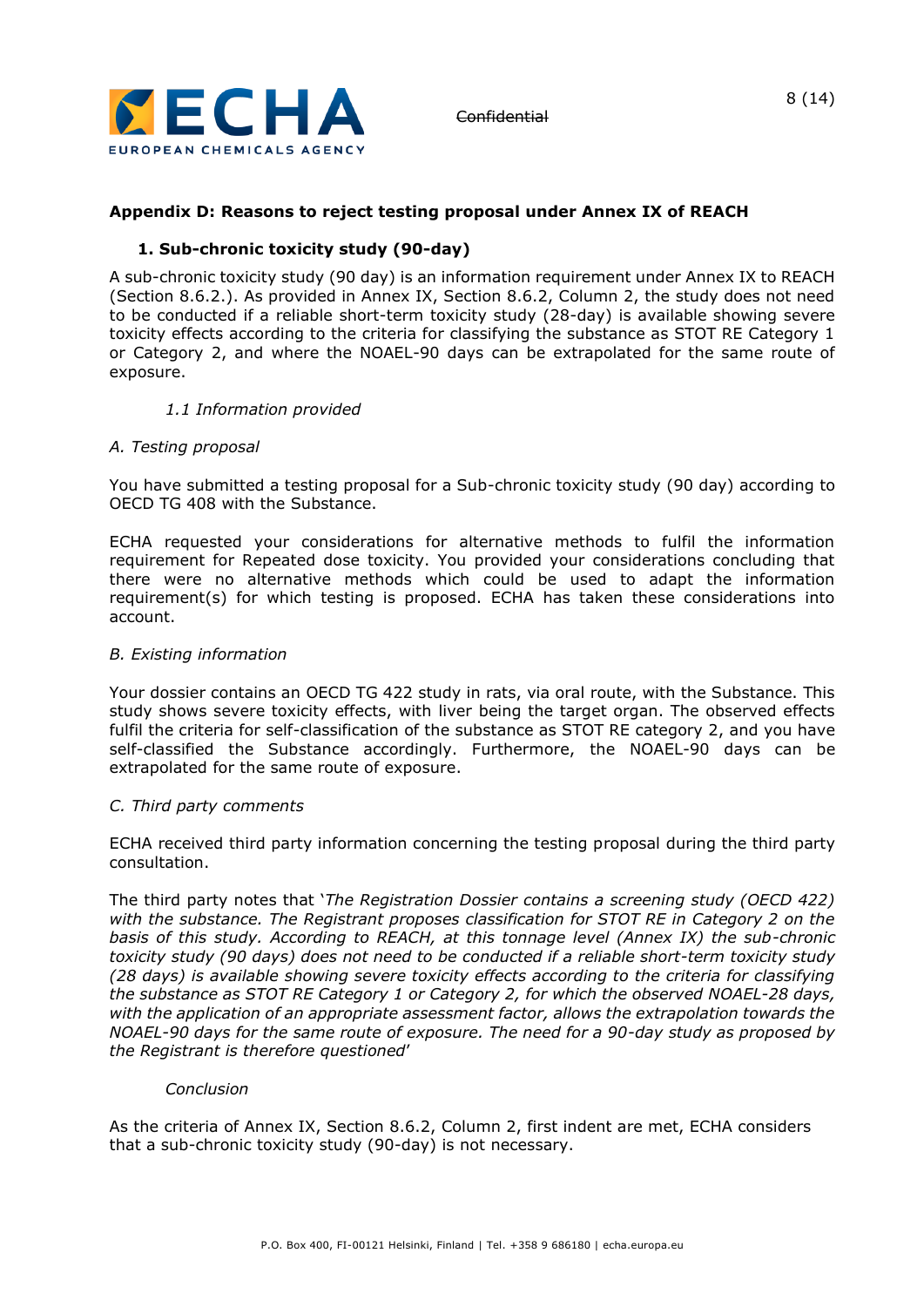## Appendix D: Reasons to reject testing proposal under Annex IX of REACH

### 1. Sub-chronic toxicity study (90-day)

A sub-chronic toxicity study (90 day) is an information requirement under Annex IX to REACH (Section 8.6.2.). As provided in Annex IX, Section 8.6.2, Column 2, the study does not need to be conducted if a reliable short-term toxicity study (28-day) is available showing severe toxicity effects according to the criteria for classifying the substance as STOT RE Category 1 or Category 2, and where the NOAEL-90 days can be extrapolated for the same route of exposure.

#### *1.1 Information provided*

*A. Testing proposal*

You have submitted a testing proposal for a Sub-chronic toxicity study (90 day) according to OECD TG 408 with the Substance.

ECHA requested your considerations for alternative methods to fulfil the information requirement for Repeated dose toxicity. You provided your considerations concluding that there were no alternative methods which could be used to adapt the information requirement(s) for which testing is proposed. ECHA has taken these considerations into account.

*B. Existing information*

Your dossier contains an OECD TG 422 study in rats, via oral route, with the Substance. This study shows severe toxicity effects, with liver being the target organ. The observed effects fulfil the criteria for self-classification of the substance as STOT RE category 2, and you have self-classified the Substance accordingly. Furthermore, the NOAEL-90 days can be extrapolated for the same route of exposure.

*C. Third party comments*

ECHA received third party information concerning the testing proposal during the third party consultation.

The third party notes that '*The Registration Dossier contains a screening study (OECD 422) with the substance. The Registrant proposes classification for STOT RE in Category 2 on the basis of this study. According to REACH, at this tonnage level (Annex IX) the sub-chronic toxicity study (90 days) does not need to be conducted if a reliable short-term toxicity study (28 days) is available showing severe toxicity effects according to the criteria for classifying the substance as STOT RE Category 1 or Category 2, for which the observed NOAEL-28 days, with the application of an appropriate assessment factor, allows the extrapolation towards the NOAEL-90 days for the same route of exposure. The need for a 90-day study as proposed by the Registrant is therefore questioned*'

*Conclusion*

As the criteria of Annex IX, Section 8.6.2, Column 2, first indent are met, ECHA considers that a sub-chronic toxicity study (90-day) is not necessary.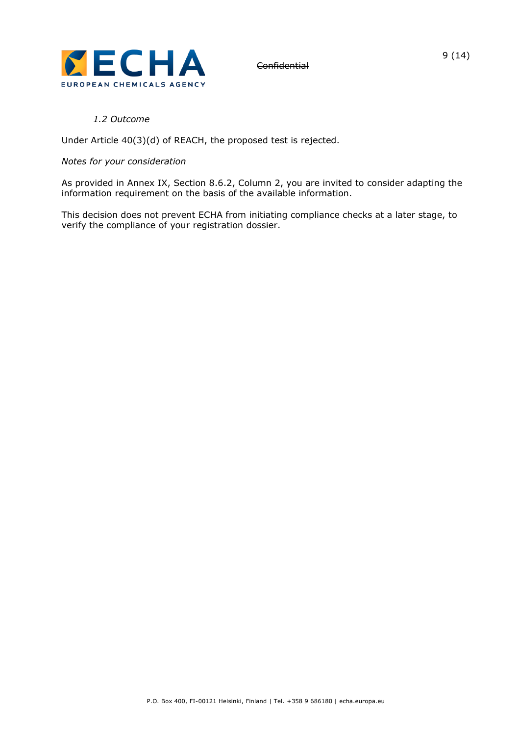### *1.2 Outcome*

Under Article 40(3)(d) of REACH, the proposed test is rejected.

*Notes for your consideration*

As provided in Annex IX, Section 8.6.2, Column 2, you are invited to consider adapting the information requirement on the basis of the available information.

This decision does not prevent ECHA from initiating compliance checks at a later stage, to verify the compliance of your registration dossier.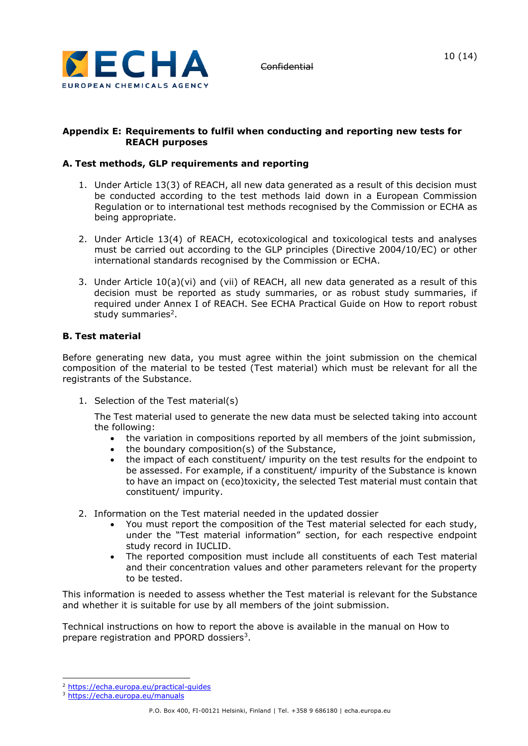## Appendix E: Requirements to fulfil when conducting and reporting new tests for REACH purposes

### A. Test methods, GLP requirements and reporting

1. Under Article 13(3) of REACH, all new data generated as a result of this decision must be conducted according to the test methods laid down in a European Commission Regulation or to international test methods recognised by the Commission or ECHA as being appropriate.

2. Under Article 13(4) of REACH, ecotoxicological and toxicological tests and analyses must be carried out according to the GLP principles (Directive 2004/10/EC) or other international standards recognised by the Commission or ECHA.

3. Under Article 10(a)(vi) and (vii) of REACH, all new data generated as a result of this decision must be reported as study summaries, or as robust study summaries, if required under Annex I of REACH. See ECHA Practical Guide on How to report robust study summaries[2].

### B. Test material

Before generating new data, you must agree within the joint submission on the chemical composition of the material to be tested (Test material) which must be relevant for all the registrants of the Substance.

1. Selection of the Test material(s)

   The Test material used to generate the new data must be selected taking into account the following:
   - the variation in compositions reported by all members of the joint submission,
   - the boundary composition(s) of the Substance,
   - the impact of each constituent/ impurity on the test results for the endpoint to be assessed. For example, if a constituent/ impurity of the Substance is known to have an impact on (eco)toxicity, the selected Test material must contain that constituent/ impurity.

2. Information on the Test material needed in the updated dossier
   - You must report the composition of the Test material selected for each study, under the "Test material information" section, for each respective endpoint study record in IUCLID.
   - The reported composition must include all constituents of each Test material and their concentration values and other parameters relevant for the property to be tested.

This information is needed to assess whether the Test material is relevant for the Substance and whether it is suitable for use by all members of the joint submission.

Technical instructions on how to report the above is available in the manual on How to prepare registration and PPORD dossiers[3].

---

[2] https://echa.europa.eu/practical-guides
[3] https://echa.europa.eu/manuals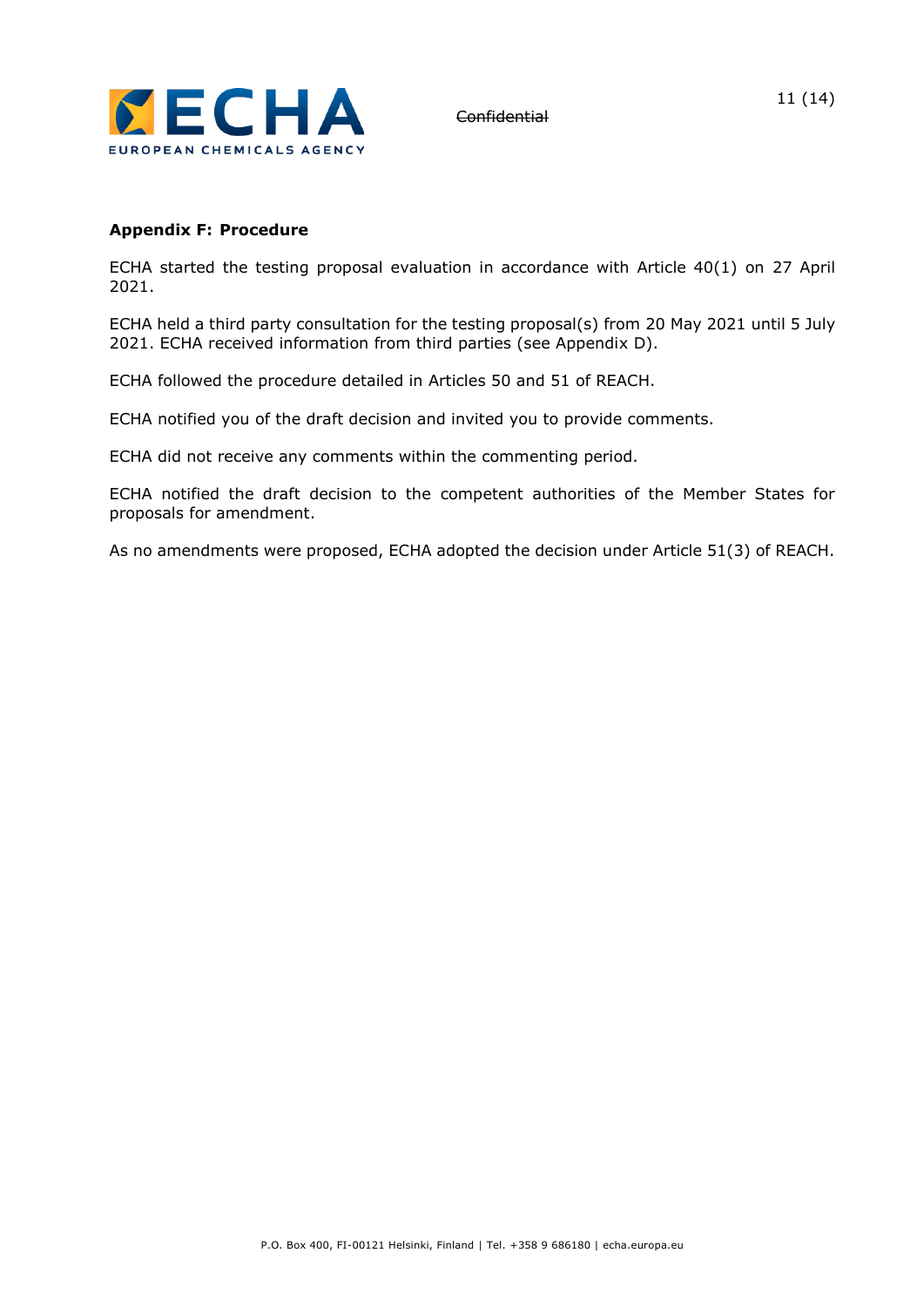**Appendix F: Procedure**

ECHA started the testing proposal evaluation in accordance with Article 40(1) on 27 April 2021.

ECHA held a third party consultation for the testing proposal(s) from 20 May 2021 until 5 July 2021. ECHA received information from third parties (see Appendix D).

ECHA followed the procedure detailed in Articles 50 and 51 of REACH.

ECHA notified you of the draft decision and invited you to provide comments.

ECHA did not receive any comments within the commenting period.

ECHA notified the draft decision to the competent authorities of the Member States for proposals for amendment.

As no amendments were proposed, ECHA adopted the decision under Article 51(3) of REACH.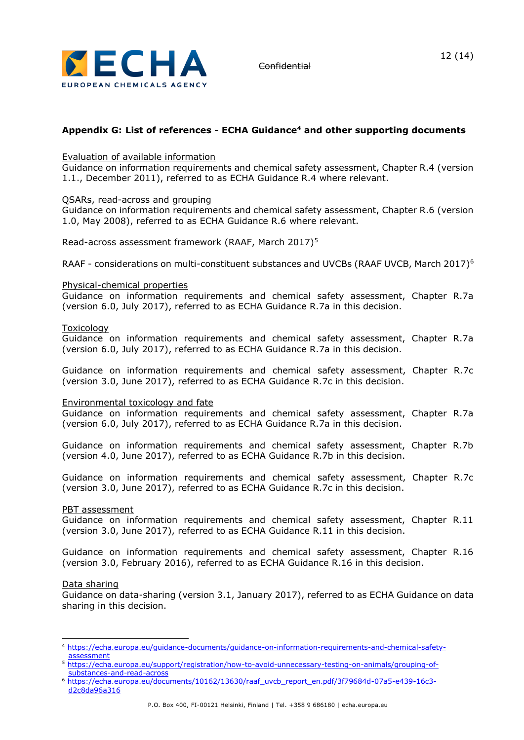## Appendix G: List of references - ECHA Guidance[4] and other supporting documents

Evaluation of available information
Guidance on information requirements and chemical safety assessment, Chapter R.4 (version 1.1., December 2011), referred to as ECHA Guidance R.4 where relevant.

QSARs, read-across and grouping
Guidance on information requirements and chemical safety assessment, Chapter R.6 (version 1.0, May 2008), referred to as ECHA Guidance R.6 where relevant.

Read-across assessment framework (RAAF, March 2017)[5]

RAAF - considerations on multi-constituent substances and UVCBs (RAAF UVCB, March 2017)[6]

Physical-chemical properties
Guidance on information requirements and chemical safety assessment, Chapter R.7a (version 6.0, July 2017), referred to as ECHA Guidance R.7a in this decision.

Toxicology
Guidance on information requirements and chemical safety assessment, Chapter R.7a (version 6.0, July 2017), referred to as ECHA Guidance R.7a in this decision.

Guidance on information requirements and chemical safety assessment, Chapter R.7c (version 3.0, June 2017), referred to as ECHA Guidance R.7c in this decision.

Environmental toxicology and fate
Guidance on information requirements and chemical safety assessment, Chapter R.7a (version 6.0, July 2017), referred to as ECHA Guidance R.7a in this decision.

Guidance on information requirements and chemical safety assessment, Chapter R.7b (version 4.0, June 2017), referred to as ECHA Guidance R.7b in this decision.

Guidance on information requirements and chemical safety assessment, Chapter R.7c (version 3.0, June 2017), referred to as ECHA Guidance R.7c in this decision.

PBT assessment
Guidance on information requirements and chemical safety assessment, Chapter R.11 (version 3.0, June 2017), referred to as ECHA Guidance R.11 in this decision.

Guidance on information requirements and chemical safety assessment, Chapter R.16 (version 3.0, February 2016), referred to as ECHA Guidance R.16 in this decision.

Data sharing
Guidance on data-sharing (version 3.1, January 2017), referred to as ECHA Guidance on data sharing in this decision.

---

[4] https://echa.europa.eu/guidance-documents/guidance-on-information-requirements-and-chemical-safety-assessment

[5] https://echa.europa.eu/support/registration/how-to-avoid-unnecessary-testing-on-animals/grouping-of-substances-and-read-across

[6] https://echa.europa.eu/documents/10162/13630/raaf_uvcb_report_en.pdf/3f79684d-07a5-e439-16c3-d2c8da96a316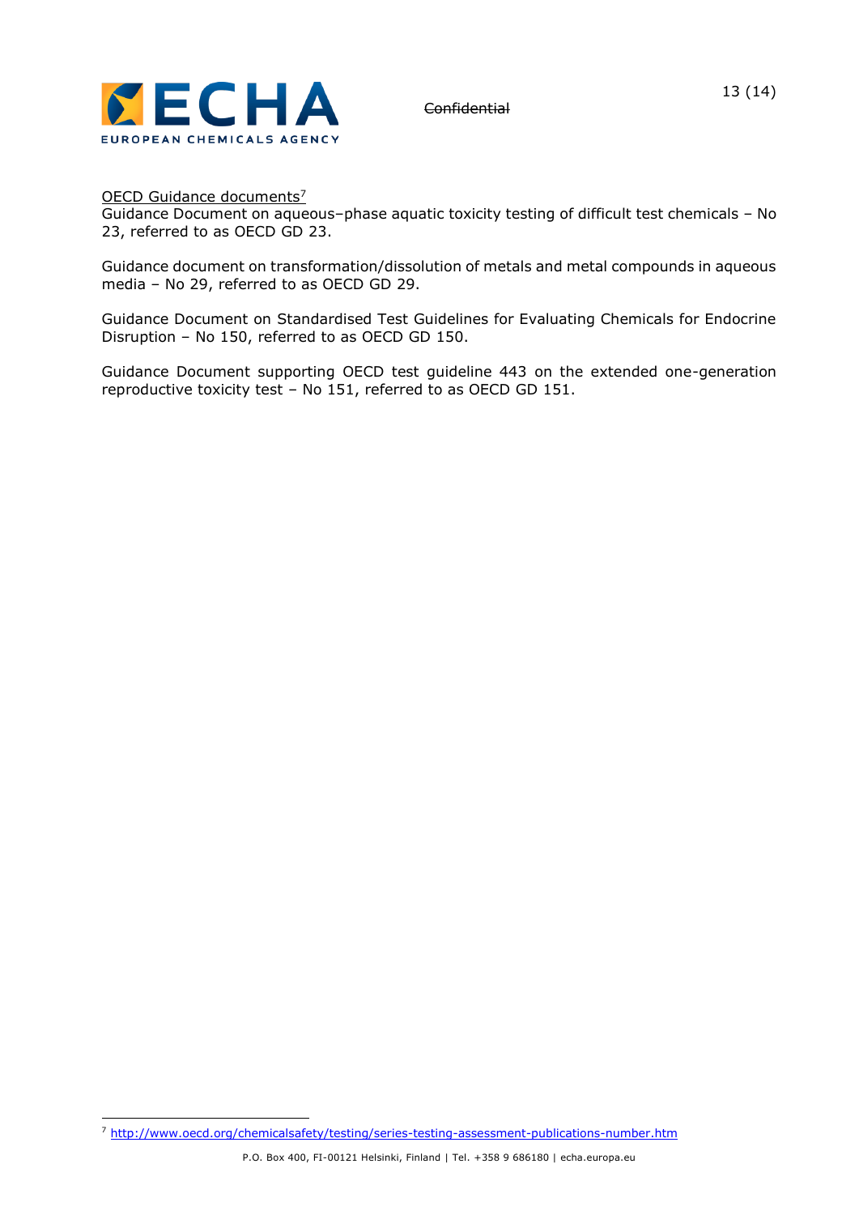<u>OECD Guidance documents</u>[7]

Guidance Document on aqueous–phase aquatic toxicity testing of difficult test chemicals – No 23, referred to as OECD GD 23.

Guidance document on transformation/dissolution of metals and metal compounds in aqueous media – No 29, referred to as OECD GD 29.

Guidance Document on Standardised Test Guidelines for Evaluating Chemicals for Endocrine Disruption – No 150, referred to as OECD GD 150.

Guidance Document supporting OECD test guideline 443 on the extended one-generation reproductive toxicity test – No 151, referred to as OECD GD 151.

---

[7] http://www.oecd.org/chemicalsafety/testing/series-testing-assessment-publications-number.htm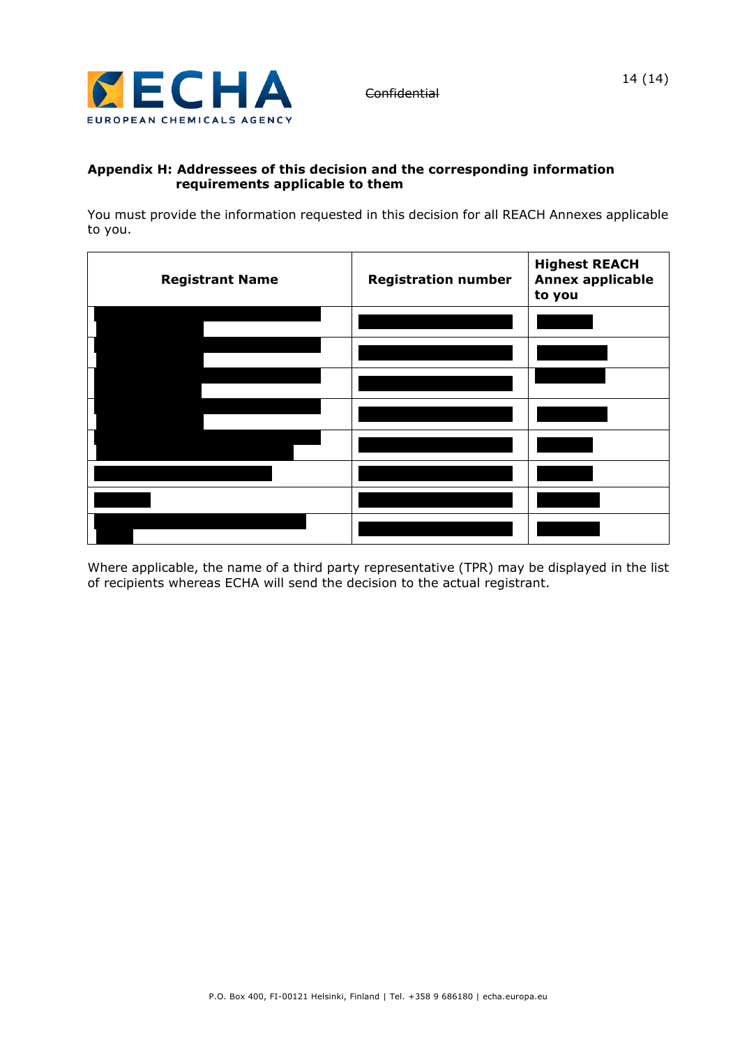### Appendix H: Addressees of this decision and the corresponding information requirements applicable to them

You must provide the information requested in this decision for all REACH Annexes applicable to you.

| Registrant Name | Registration number | Highest REACH Annex applicable to you |
|---|---|---|
| | | |
| | | |
| | | |
| | | |
| | | |
| | | |
| | | |
| | | |

Where applicable, the name of a third party representative (TPR) may be displayed in the list of recipients whereas ECHA will send the decision to the actual registrant.